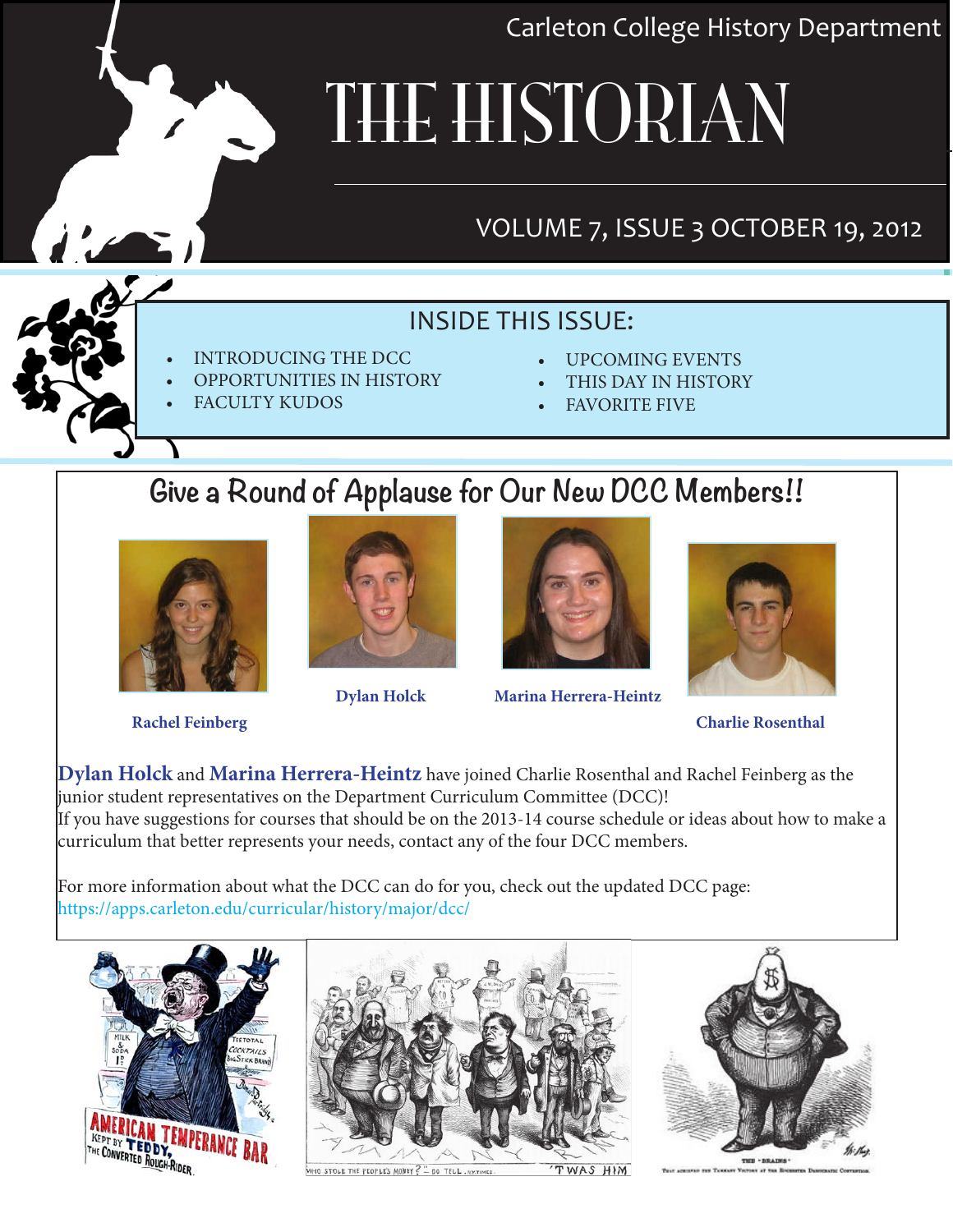Carleton College History Department

# THE HISTORIAN

VOLUME 7, ISSUE 3 OCTOBER 19, 2012

## INSIDE THIS ISSUE:

- INTRODUCING THE DCC
- OPPORTUNITIES IN HISTORY
- FACULTY KUDOS
- UPCOMING EVENTS
- THIS DAY IN HISTORY
- FAVORITE FIVE

## Give a Round of Applause for Our New DCC Members!!

**Rachel Feinberg** **Dylan Holck** **Marina Herrera-Heintz** **Charlie Rosenthal**

**Dylan Holck** and **Marina Herrera-Heintz** have joined Charlie Rosenthal and Rachel Feinberg as the junior student representatives on the Department Curriculum Committee (DCC)!
If you have suggestions for courses that should be on the 2013-14 course schedule or ideas about how to make a curriculum that better represents your needs, contact any of the four DCC members.

For more information about what the DCC can do for you, check out the updated DCC page:
https://apps.carleton.edu/curricular/history/major/dcc/

AMERICAN TEMPERANCE BAR KEPT BY TEDDY, THE CONVERTED ROUGH-RIDER.

WHO STOLE THE PEOPLE'S MONEY? — DO TELL. N.Y. TIMES. 'TWAS HIM.

THE "BRAINS"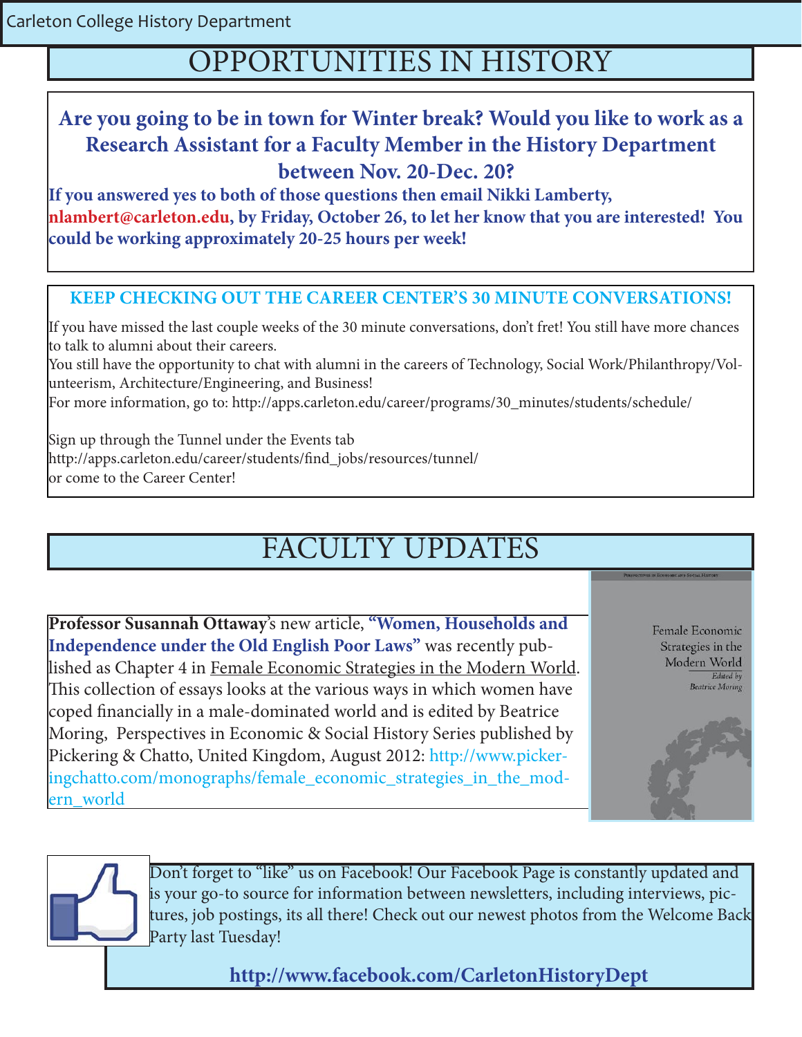# OPPORTUNITIES IN HISTORY

**Are you going to be in town for Winter break? Would you like to work as a Research Assistant for a Faculty Member in the History Department between Nov. 20-Dec. 20?**

**If you answered yes to both of those questions then email Nikki Lamberty, nlambert@carleton.edu, by Friday, October 26, to let her know that you are interested! You could be working approximately 20-25 hours per week!**

**KEEP CHECKING OUT THE CAREER CENTER'S 30 MINUTE CONVERSATIONS!**

If you have missed the last couple weeks of the 30 minute conversations, don't fret! You still have more chances to talk to alumni about their careers.

You still have the opportunity to chat with alumni in the careers of Technology, Social Work/Philanthropy/Volunteerism, Architecture/Engineering, and Business!

For more information, go to: http://apps.carleton.edu/career/programs/30_minutes/students/schedule/

Sign up through the Tunnel under the Events tab
http://apps.carleton.edu/career/students/find_jobs/resources/tunnel/
or come to the Career Center!

# FACULTY UPDATES

**Professor Susannah Ottaway**'s new article, **"Women, Households and Independence under the Old English Poor Laws"** was recently published as Chapter 4 in Female Economic Strategies in the Modern World. This collection of essays looks at the various ways in which women have coped financially in a male-dominated world and is edited by Beatrice Moring, Perspectives in Economic & Social History Series published by Pickering & Chatto, United Kingdom, August 2012: http://www.pickeringchatto.com/monographs/female_economic_strategies_in_the_modern_world

Don't forget to "like" us on Facebook! Our Facebook Page is constantly updated and is your go-to source for information between newsletters, including interviews, pictures, job postings, its all there! Check out our newest photos from the Welcome Back Party last Tuesday!

**http://www.facebook.com/CarletonHistoryDept**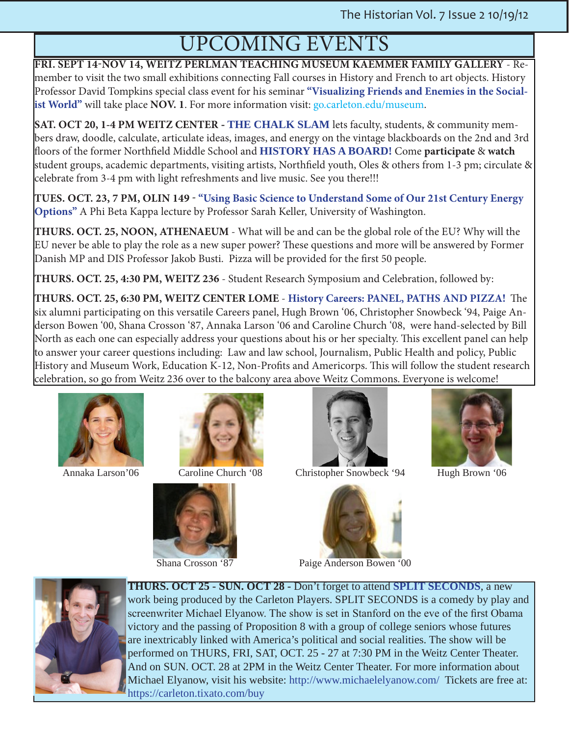# UPCOMING EVENTS

**FRI. SEPT 14-NOV 14, WEITZ PERLMAN TEACHING MUSEUM KAEMMER FAMILY GALLERY** - Remember to visit the two small exhibitions connecting Fall courses in History and French to art objects. History Professor David Tompkins special class event for his seminar **"Visualizing Friends and Enemies in the Socialist World"** will take place **NOV. 1**. For more information visit: go.carleton.edu/museum.

**SAT. OCT 20, 1-4 PM WEITZ CENTER - THE CHALK SLAM** lets faculty, students, & community members draw, doodle, calculate, articulate ideas, images, and energy on the vintage blackboards on the 2nd and 3rd floors of the former Northfield Middle School and **HISTORY HAS A BOARD!** Come **participate** & **watch** student groups, academic departments, visiting artists, Northfield youth, Oles & others from 1-3 pm; circulate & celebrate from 3-4 pm with light refreshments and live music. See you there!!!

**TUES. OCT. 23, 7 PM, OLIN 149 - "Using Basic Science to Understand Some of Our 21st Century Energy Options"** A Phi Beta Kappa lecture by Professor Sarah Keller, University of Washington.

**THURS. OCT. 25, NOON, ATHENAEUM** - What will be and can be the global role of the EU? Why will the EU never be able to play the role as a new super power? These questions and more will be answered by Former Danish MP and DIS Professor Jakob Busti. Pizza will be provided for the first 50 people.

**THURS. OCT. 25, 4:30 PM, WEITZ 236** - Student Research Symposium and Celebration, followed by:

**THURS. OCT. 25, 6:30 PM, WEITZ CENTER LOME** - **History Careers: PANEL, PATHS AND PIZZA!** The six alumni participating on this versatile Careers panel, Hugh Brown '06, Christopher Snowbeck '94, Paige Anderson Bowen '00, Shana Crosson '87, Annaka Larson '06 and Caroline Church '08, were hand-selected by Bill North as each one can especially address your questions about his or her specialty. This excellent panel can help to answer your career questions including: Law and law school, Journalism, Public Health and policy, Public History and Museum Work, Education K-12, Non-Profits and Americorps. This will follow the student research celebration, so go from Weitz 236 over to the balcony area above Weitz Commons. Everyone is welcome!

Annaka Larson'06

Caroline Church '08

Christopher Snowbeck '94

Hugh Brown '06

Shana Crosson '87

Paige Anderson Bowen '00

**THURS. OCT 25 - SUN. OCT 28 -** Don't forget to attend **SPLIT SECONDS**, a new work being produced by the Carleton Players. SPLIT SECONDS is a comedy by play and screenwriter Michael Elyanow. The show is set in Stanford on the eve of the first Obama victory and the passing of Proposition 8 with a group of college seniors whose futures are inextricably linked with America's political and social realities. The show will be performed on THURS, FRI, SAT, OCT. 25 - 27 at 7:30 PM in the Weitz Center Theater. And on SUN. OCT. 28 at 2PM in the Weitz Center Theater. For more information about Michael Elyanow, visit his website: http://www.michaelelyanow.com/ Tickets are free at: https://carleton.tixato.com/buy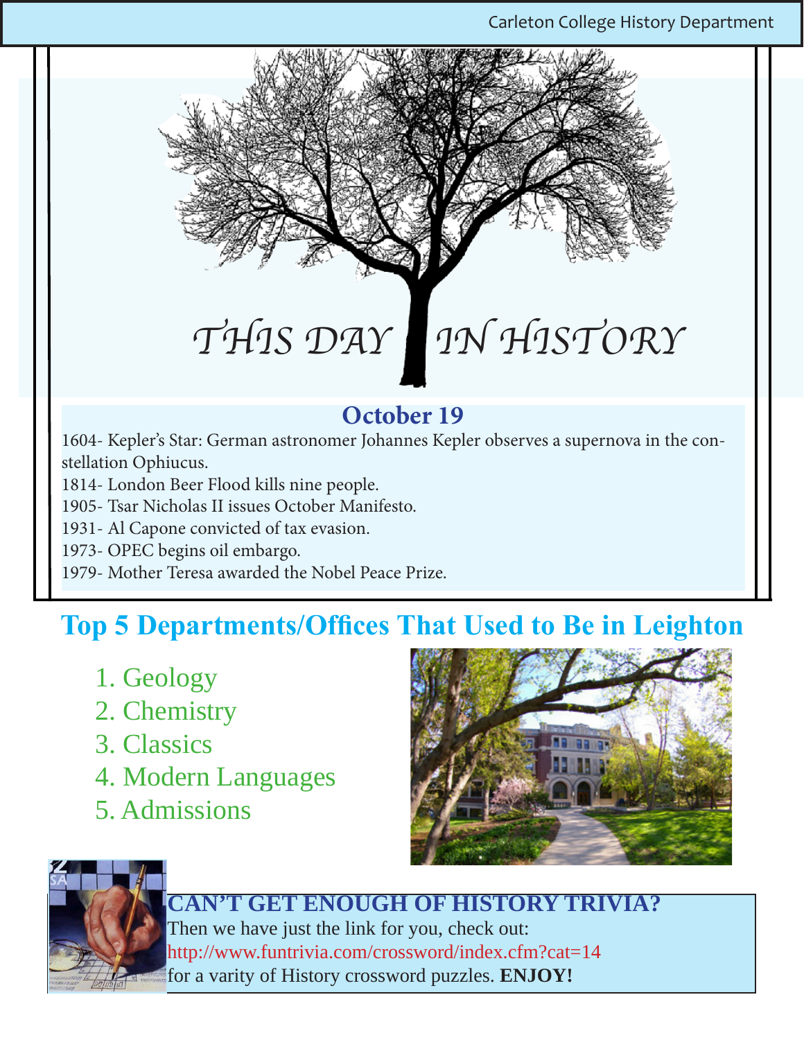# THIS DAY IN HISTORY

## October 19

1604- Kepler's Star: German astronomer Johannes Kepler observes a supernova in the constellation Ophiucus.
1814- London Beer Flood kills nine people.
1905- Tsar Nicholas II issues October Manifesto.
1931- Al Capone convicted of tax evasion.
1973- OPEC begins oil embargo.
1979- Mother Teresa awarded the Nobel Peace Prize.

## Top 5 Departments/Offices That Used to Be in Leighton

1. Geology
2. Chemistry
3. Classics
4. Modern Languages
5. Admissions

**CAN'T GET ENOUGH OF HISTORY TRIVIA?**
Then we have just the link for you, check out:
http://www.funtrivia.com/crossword/index.cfm?cat=14
for a varity of History crossword puzzles. **ENJOY!**